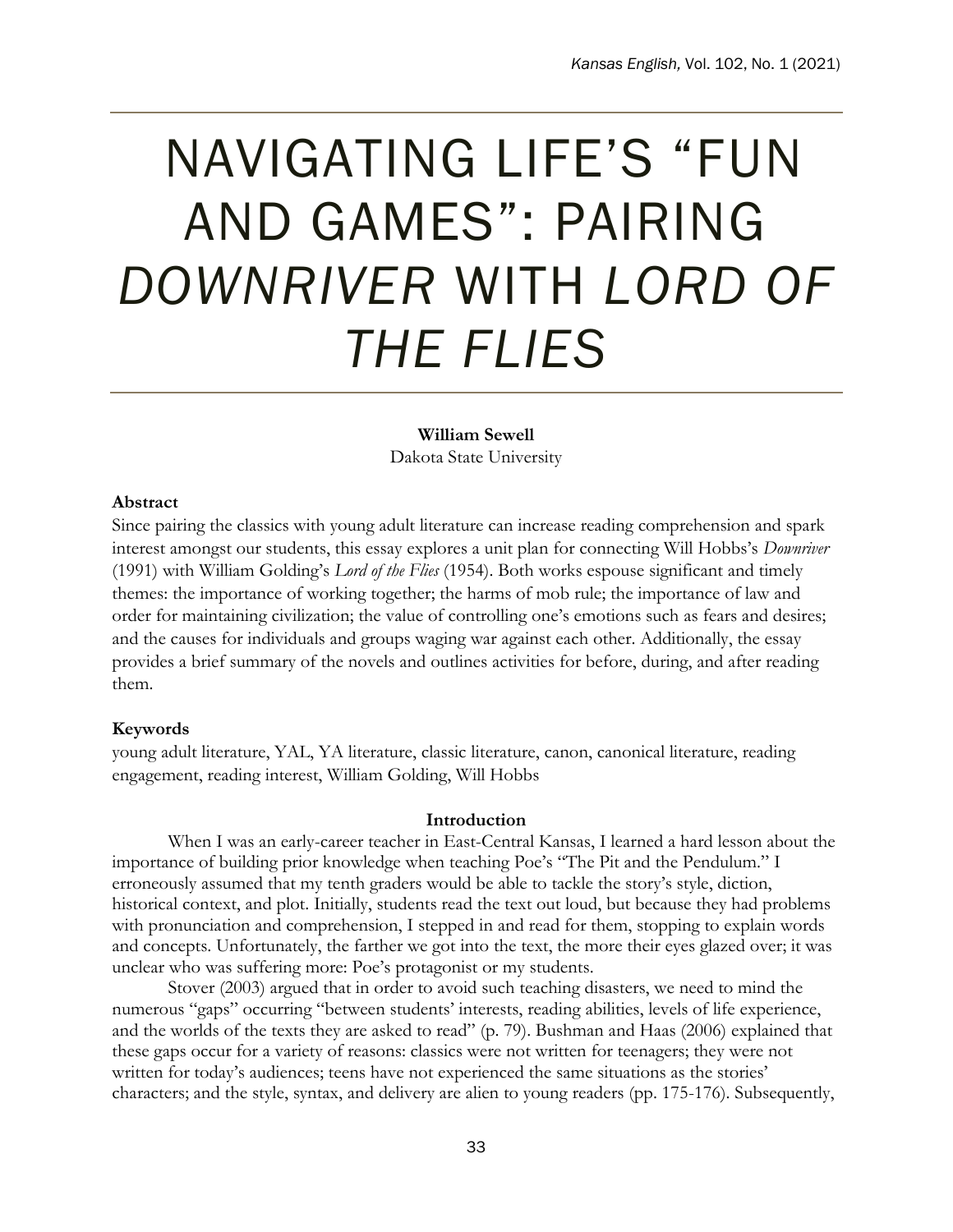# NAVIGATING LIFE'S "FUN AND GAMES": PAIRING *DOWNRIVER* WITH *LORD OF THE FLIES*

**William Sewell**
Dakota State University

**Abstract**

Since pairing the classics with young adult literature can increase reading comprehension and spark interest amongst our students, this essay explores a unit plan for connecting Will Hobbs's *Downriver* (1991) with William Golding's *Lord of the Flies* (1954). Both works espouse significant and timely themes: the importance of working together; the harms of mob rule; the importance of law and order for maintaining civilization; the value of controlling one's emotions such as fears and desires; and the causes for individuals and groups waging war against each other. Additionally, the essay provides a brief summary of the novels and outlines activities for before, during, and after reading them.

**Keywords**

young adult literature, YAL, YA literature, classic literature, canon, canonical literature, reading engagement, reading interest, William Golding, Will Hobbs

## Introduction

When I was an early-career teacher in East-Central Kansas, I learned a hard lesson about the importance of building prior knowledge when teaching Poe's "The Pit and the Pendulum." I erroneously assumed that my tenth graders would be able to tackle the story's style, diction, historical context, and plot. Initially, students read the text out loud, but because they had problems with pronunciation and comprehension, I stepped in and read for them, stopping to explain words and concepts. Unfortunately, the farther we got into the text, the more their eyes glazed over; it was unclear who was suffering more: Poe's protagonist or my students.

Stover (2003) argued that in order to avoid such teaching disasters, we need to mind the numerous "gaps" occurring "between students' interests, reading abilities, levels of life experience, and the worlds of the texts they are asked to read" (p. 79). Bushman and Haas (2006) explained that these gaps occur for a variety of reasons: classics were not written for teenagers; they were not written for today's audiences; teens have not experienced the same situations as the stories' characters; and the style, syntax, and delivery are alien to young readers (pp. 175-176). Subsequently,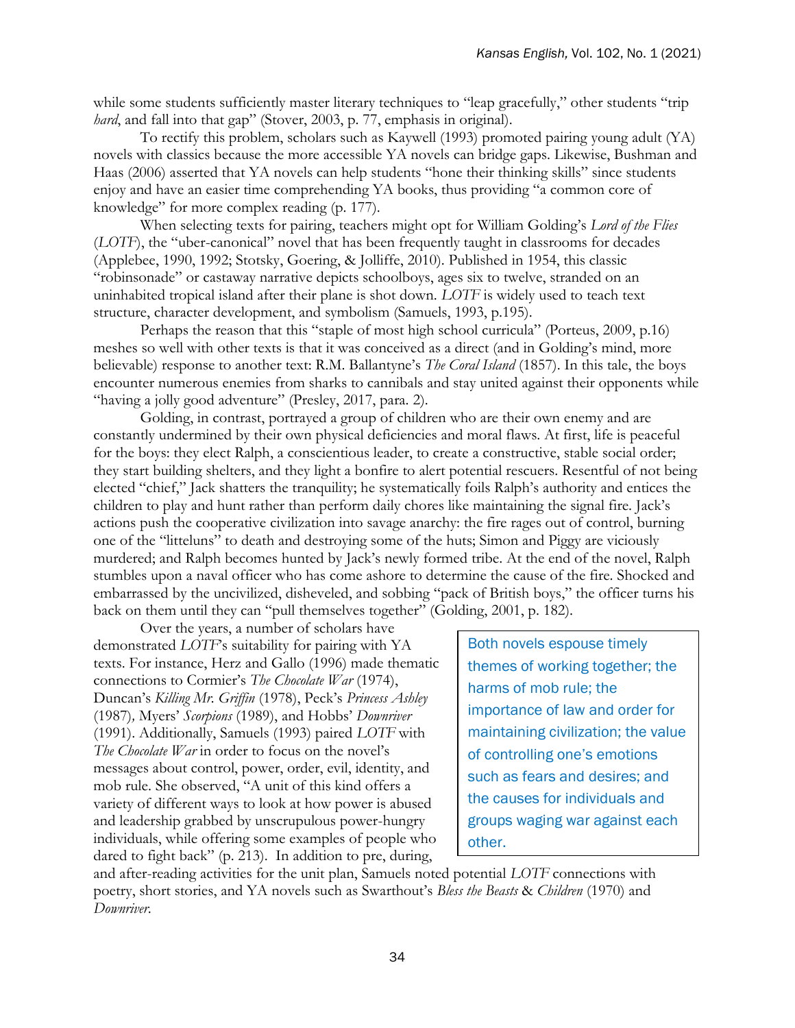while some students sufficiently master literary techniques to "leap gracefully," other students "trip *hard*, and fall into that gap" (Stover, 2003, p. 77, emphasis in original).

To rectify this problem, scholars such as Kaywell (1993) promoted pairing young adult (YA) novels with classics because the more accessible YA novels can bridge gaps. Likewise, Bushman and Haas (2006) asserted that YA novels can help students "hone their thinking skills" since students enjoy and have an easier time comprehending YA books, thus providing "a common core of knowledge" for more complex reading (p. 177).

When selecting texts for pairing, teachers might opt for William Golding's *Lord of the Flies* (*LOTF*), the "uber-canonical" novel that has been frequently taught in classrooms for decades (Applebee, 1990, 1992; Stotsky, Goering, & Jolliffe, 2010). Published in 1954, this classic "robinsonade" or castaway narrative depicts schoolboys, ages six to twelve, stranded on an uninhabited tropical island after their plane is shot down. *LOTF* is widely used to teach text structure, character development, and symbolism (Samuels, 1993, p.195).

Perhaps the reason that this "staple of most high school curricula" (Porteus, 2009, p.16) meshes so well with other texts is that it was conceived as a direct (and in Golding's mind, more believable) response to another text: R.M. Ballantyne's *The Coral Island* (1857). In this tale, the boys encounter numerous enemies from sharks to cannibals and stay united against their opponents while "having a jolly good adventure" (Presley, 2017, para. 2).

Golding, in contrast, portrayed a group of children who are their own enemy and are constantly undermined by their own physical deficiencies and moral flaws. At first, life is peaceful for the boys: they elect Ralph, a conscientious leader, to create a constructive, stable social order; they start building shelters, and they light a bonfire to alert potential rescuers. Resentful of not being elected "chief," Jack shatters the tranquility; he systematically foils Ralph's authority and entices the children to play and hunt rather than perform daily chores like maintaining the signal fire. Jack's actions push the cooperative civilization into savage anarchy: the fire rages out of control, burning one of the "litteluns" to death and destroying some of the huts; Simon and Piggy are viciously murdered; and Ralph becomes hunted by Jack's newly formed tribe. At the end of the novel, Ralph stumbles upon a naval officer who has come ashore to determine the cause of the fire. Shocked and embarrassed by the uncivilized, disheveled, and sobbing "pack of British boys," the officer turns his back on them until they can "pull themselves together" (Golding, 2001, p. 182).

Over the years, a number of scholars have demonstrated *LOTF*'s suitability for pairing with YA texts. For instance, Herz and Gallo (1996) made thematic connections to Cormier's *The Chocolate War* (1974), Duncan's *Killing Mr. Griffin* (1978), Peck's *Princess Ashley* (1987)*,* Myers' *Scorpions* (1989), and Hobbs' *Downriver* (1991). Additionally, Samuels (1993) paired *LOTF* with *The Chocolate War* in order to focus on the novel's messages about control, power, order, evil, identity, and mob rule. She observed, "A unit of this kind offers a variety of different ways to look at how power is abused and leadership grabbed by unscrupulous power-hungry individuals, while offering some examples of people who dared to fight back" (p. 213). In addition to pre, during, and after-reading activities for the unit plan, Samuels noted potential *LOTF* connections with poetry, short stories, and YA novels such as Swarthout's *Bless the Beasts* & *Children* (1970) and *Downriver*.

> Both novels espouse timely themes of working together; the harms of mob rule; the importance of law and order for maintaining civilization; the value of controlling one's emotions such as fears and desires; and the causes for individuals and groups waging war against each other.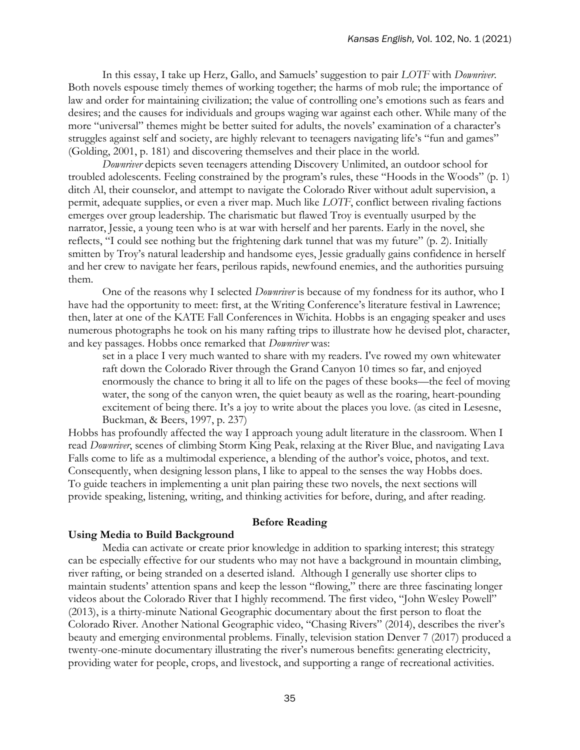In this essay, I take up Herz, Gallo, and Samuels' suggestion to pair *LOTF* with *Downriver*. Both novels espouse timely themes of working together; the harms of mob rule; the importance of law and order for maintaining civilization; the value of controlling one's emotions such as fears and desires; and the causes for individuals and groups waging war against each other. While many of the more "universal" themes might be better suited for adults, the novels' examination of a character's struggles against self and society, are highly relevant to teenagers navigating life's "fun and games" (Golding, 2001, p. 181) and discovering themselves and their place in the world.

*Downriver* depicts seven teenagers attending Discovery Unlimited, an outdoor school for troubled adolescents. Feeling constrained by the program's rules, these "Hoods in the Woods" (p. 1) ditch Al, their counselor, and attempt to navigate the Colorado River without adult supervision, a permit, adequate supplies, or even a river map. Much like *LOTF*, conflict between rivaling factions emerges over group leadership. The charismatic but flawed Troy is eventually usurped by the narrator, Jessie, a young teen who is at war with herself and her parents. Early in the novel, she reflects, "I could see nothing but the frightening dark tunnel that was my future" (p. 2). Initially smitten by Troy's natural leadership and handsome eyes, Jessie gradually gains confidence in herself and her crew to navigate her fears, perilous rapids, newfound enemies, and the authorities pursuing them.

One of the reasons why I selected *Downriver* is because of my fondness for its author, who I have had the opportunity to meet: first, at the Writing Conference's literature festival in Lawrence; then, later at one of the KATE Fall Conferences in Wichita. Hobbs is an engaging speaker and uses numerous photographs he took on his many rafting trips to illustrate how he devised plot, character, and key passages. Hobbs once remarked that *Downriver* was:

> set in a place I very much wanted to share with my readers. I've rowed my own whitewater raft down the Colorado River through the Grand Canyon 10 times so far, and enjoyed enormously the chance to bring it all to life on the pages of these books—the feel of moving water, the song of the canyon wren, the quiet beauty as well as the roaring, heart-pounding excitement of being there. It's a joy to write about the places you love. (as cited in Lesesne, Buckman, & Beers, 1997, p. 237)

Hobbs has profoundly affected the way I approach young adult literature in the classroom. When I read *Downriver*, scenes of climbing Storm King Peak, relaxing at the River Blue, and navigating Lava Falls come to life as a multimodal experience, a blending of the author's voice, photos, and text. Consequently, when designing lesson plans, I like to appeal to the senses the way Hobbs does. To guide teachers in implementing a unit plan pairing these two novels, the next sections will provide speaking, listening, writing, and thinking activities for before, during, and after reading.

## Before Reading

### Using Media to Build Background

Media can activate or create prior knowledge in addition to sparking interest; this strategy can be especially effective for our students who may not have a background in mountain climbing, river rafting, or being stranded on a deserted island. Although I generally use shorter clips to maintain students' attention spans and keep the lesson "flowing," there are three fascinating longer videos about the Colorado River that I highly recommend. The first video, "John Wesley Powell" (2013), is a thirty-minute National Geographic documentary about the first person to float the Colorado River. Another National Geographic video, "Chasing Rivers" (2014), describes the river's beauty and emerging environmental problems. Finally, television station Denver 7 (2017) produced a twenty-one-minute documentary illustrating the river's numerous benefits: generating electricity, providing water for people, crops, and livestock, and supporting a range of recreational activities.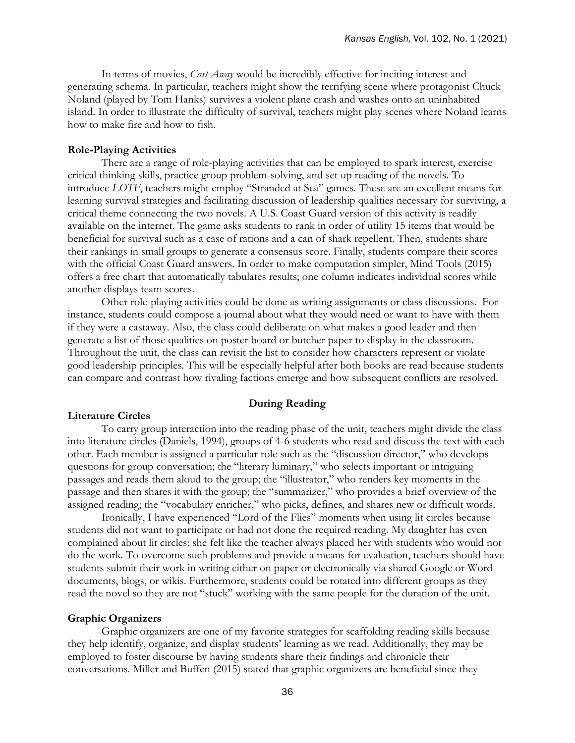In terms of movies, *Cast Away* would be incredibly effective for inciting interest and generating schema. In particular, teachers might show the terrifying scene where protagonist Chuck Noland (played by Tom Hanks) survives a violent plane crash and washes onto an uninhabited island. In order to illustrate the difficulty of survival, teachers might play scenes where Noland learns how to make fire and how to fish.

**Role-Playing Activities**

There are a range of role-playing activities that can be employed to spark interest, exercise critical thinking skills, practice group problem-solving, and set up reading of the novels. To introduce *LOTF*, teachers might employ "Stranded at Sea" games. These are an excellent means for learning survival strategies and facilitating discussion of leadership qualities necessary for surviving, a critical theme connecting the two novels. A U.S. Coast Guard version of this activity is readily available on the internet. The game asks students to rank in order of utility 15 items that would be beneficial for survival such as a case of rations and a can of shark repellent. Then, students share their rankings in small groups to generate a consensus score. Finally, students compare their scores with the official Coast Guard answers. In order to make computation simpler, Mind Tools (2015) offers a free chart that automatically tabulates results; one column indicates individual scores while another displays team scores.

Other role-playing activities could be done as writing assignments or class discussions. For instance, students could compose a journal about what they would need or want to have with them if they were a castaway. Also, the class could deliberate on what makes a good leader and then generate a list of those qualities on poster board or butcher paper to display in the classroom. Throughout the unit, the class can revisit the list to consider how characters represent or violate good leadership principles. This will be especially helpful after both books are read because students can compare and contrast how rivaling factions emerge and how subsequent conflicts are resolved.

## During Reading

**Literature Circles**

To carry group interaction into the reading phase of the unit, teachers might divide the class into literature circles (Daniels, 1994), groups of 4-6 students who read and discuss the text with each other. Each member is assigned a particular role such as the "discussion director," who develops questions for group conversation; the "literary luminary," who selects important or intriguing passages and reads them aloud to the group; the "illustrator," who renders key moments in the passage and then shares it with the group; the "summarizer," who provides a brief overview of the assigned reading; the "vocabulary enricher," who picks, defines, and shares new or difficult words.

Ironically, I have experienced "Lord of the Flies" moments when using lit circles because students did not want to participate or had not done the required reading. My daughter has even complained about lit circles: she felt like the teacher always placed her with students who would not do the work. To overcome such problems and provide a means for evaluation, teachers should have students submit their work in writing either on paper or electronically via shared Google or Word documents, blogs, or wikis. Furthermore, students could be rotated into different groups as they read the novel so they are not "stuck" working with the same people for the duration of the unit.

**Graphic Organizers**

Graphic organizers are one of my favorite strategies for scaffolding reading skills because they help identify, organize, and display students' learning as we read. Additionally, they may be employed to foster discourse by having students share their findings and chronicle their conversations. Miller and Buffen (2015) stated that graphic organizers are beneficial since they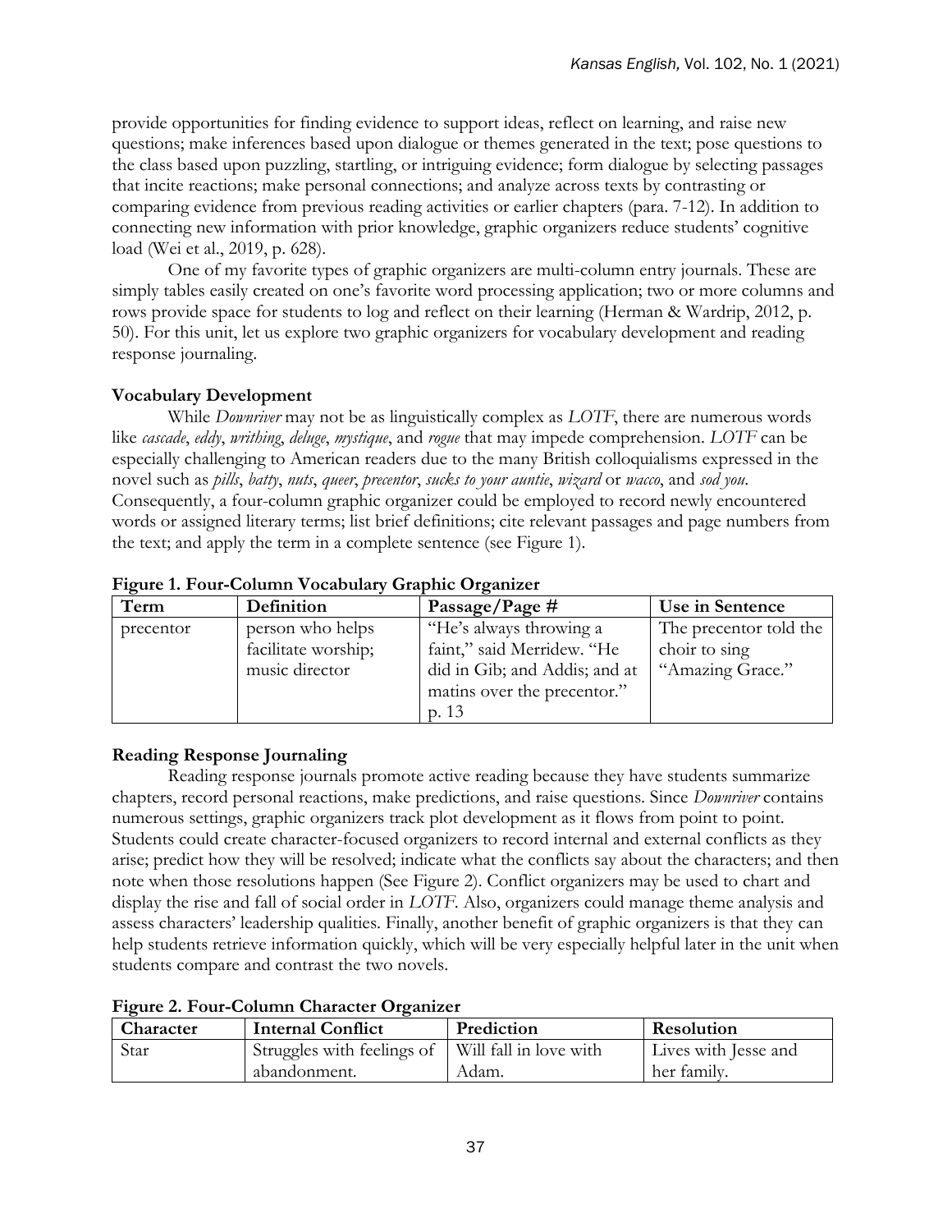provide opportunities for finding evidence to support ideas, reflect on learning, and raise new questions; make inferences based upon dialogue or themes generated in the text; pose questions to the class based upon puzzling, startling, or intriguing evidence; form dialogue by selecting passages that incite reactions; make personal connections; and analyze across texts by contrasting or comparing evidence from previous reading activities or earlier chapters (para. 7-12). In addition to connecting new information with prior knowledge, graphic organizers reduce students' cognitive load (Wei et al., 2019, p. 628).

One of my favorite types of graphic organizers are multi-column entry journals. These are simply tables easily created on one's favorite word processing application; two or more columns and rows provide space for students to log and reflect on their learning (Herman & Wardrip, 2012, p. 50). For this unit, let us explore two graphic organizers for vocabulary development and reading response journaling.

**Vocabulary Development**

While *Downriver* may not be as linguistically complex as *LOTF*, there are numerous words like *cascade*, *eddy*, *writhing*, *deluge*, *mystique*, and *rogue* that may impede comprehension. *LOTF* can be especially challenging to American readers due to the many British colloquialisms expressed in the novel such as *pills*, *batty*, *nuts*, *queer*, *precentor*, *sucks to your auntie*, *wizard* or *wacco*, and *sod you*. Consequently, a four-column graphic organizer could be employed to record newly encountered words or assigned literary terms; list brief definitions; cite relevant passages and page numbers from the text; and apply the term in a complete sentence (see Figure 1).

**Figure 1. Four-Column Vocabulary Graphic Organizer**

| Term | Definition | Passage/Page # | Use in Sentence |
|---|---|---|---|
| precentor | person who helps facilitate worship; music director | "He's always throwing a faint," said Merridew. "He did in Gib; and Addis; and at matins over the precentor." p. 13 | The precentor told the choir to sing "Amazing Grace." |

**Reading Response Journaling**

Reading response journals promote active reading because they have students summarize chapters, record personal reactions, make predictions, and raise questions. Since *Downriver* contains numerous settings, graphic organizers track plot development as it flows from point to point. Students could create character-focused organizers to record internal and external conflicts as they arise; predict how they will be resolved; indicate what the conflicts say about the characters; and then note when those resolutions happen (See Figure 2). Conflict organizers may be used to chart and display the rise and fall of social order in *LOTF*. Also, organizers could manage theme analysis and assess characters' leadership qualities. Finally, another benefit of graphic organizers is that they can help students retrieve information quickly, which will be very especially helpful later in the unit when students compare and contrast the two novels.

**Figure 2. Four-Column Character Organizer**

| Character | Internal Conflict | Prediction | Resolution |
|---|---|---|---|
| Star | Struggles with feelings of abandonment. | Will fall in love with Adam. | Lives with Jesse and her family. |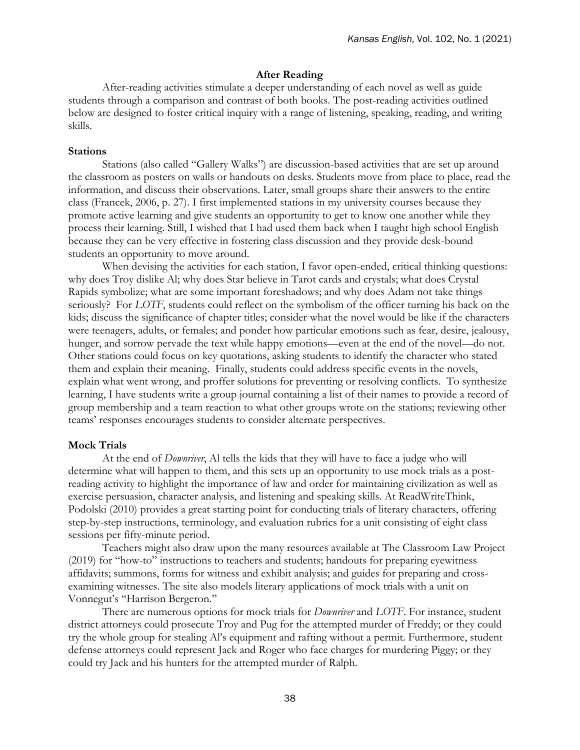## After Reading

After-reading activities stimulate a deeper understanding of each novel as well as guide students through a comparison and contrast of both books. The post-reading activities outlined below are designed to foster critical inquiry with a range of listening, speaking, reading, and writing skills.

### Stations

Stations (also called "Gallery Walks") are discussion-based activities that are set up around the classroom as posters on walls or handouts on desks. Students move from place to place, read the information, and discuss their observations. Later, small groups share their answers to the entire class (Francek, 2006, p. 27). I first implemented stations in my university courses because they promote active learning and give students an opportunity to get to know one another while they process their learning. Still, I wished that I had used them back when I taught high school English because they can be very effective in fostering class discussion and they provide desk-bound students an opportunity to move around.

When devising the activities for each station, I favor open-ended, critical thinking questions: why does Troy dislike Al; why does Star believe in Tarot cards and crystals; what does Crystal Rapids symbolize; what are some important foreshadows; and why does Adam not take things seriously? For *LOTF*, students could reflect on the symbolism of the officer turning his back on the kids; discuss the significance of chapter titles; consider what the novel would be like if the characters were teenagers, adults, or females; and ponder how particular emotions such as fear, desire, jealousy, hunger, and sorrow pervade the text while happy emotions—even at the end of the novel—do not. Other stations could focus on key quotations, asking students to identify the character who stated them and explain their meaning. Finally, students could address specific events in the novels, explain what went wrong, and proffer solutions for preventing or resolving conflicts. To synthesize learning, I have students write a group journal containing a list of their names to provide a record of group membership and a team reaction to what other groups wrote on the stations; reviewing other teams' responses encourages students to consider alternate perspectives.

### Mock Trials

At the end of *Downriver*, Al tells the kids that they will have to face a judge who will determine what will happen to them, and this sets up an opportunity to use mock trials as a post-reading activity to highlight the importance of law and order for maintaining civilization as well as exercise persuasion, character analysis, and listening and speaking skills. At ReadWriteThink, Podolski (2010) provides a great starting point for conducting trials of literary characters, offering step-by-step instructions, terminology, and evaluation rubrics for a unit consisting of eight class sessions per fifty-minute period.

Teachers might also draw upon the many resources available at The Classroom Law Project (2019) for "how-to" instructions to teachers and students; handouts for preparing eyewitness affidavits; summons, forms for witness and exhibit analysis; and guides for preparing and cross-examining witnesses. The site also models literary applications of mock trials with a unit on Vonnegut's "Harrison Bergeron."

There are numerous options for mock trials for *Downriver* and *LOTF*. For instance, student district attorneys could prosecute Troy and Pug for the attempted murder of Freddy; or they could try the whole group for stealing Al's equipment and rafting without a permit. Furthermore, student defense attorneys could represent Jack and Roger who face charges for murdering Piggy; or they could try Jack and his hunters for the attempted murder of Ralph.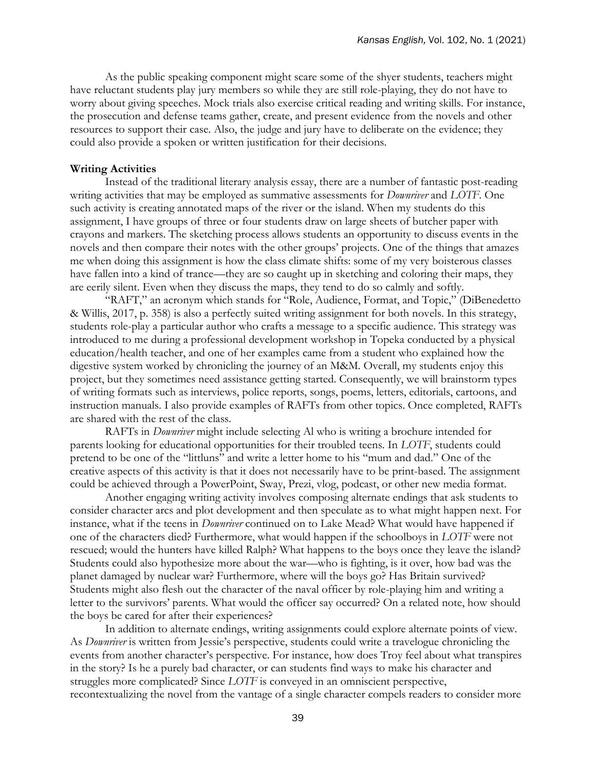As the public speaking component might scare some of the shyer students, teachers might have reluctant students play jury members so while they are still role-playing, they do not have to worry about giving speeches. Mock trials also exercise critical reading and writing skills. For instance, the prosecution and defense teams gather, create, and present evidence from the novels and other resources to support their case. Also, the judge and jury have to deliberate on the evidence; they could also provide a spoken or written justification for their decisions.

**Writing Activities**

Instead of the traditional literary analysis essay, there are a number of fantastic post-reading writing activities that may be employed as summative assessments for *Downriver* and *LOTF*. One such activity is creating annotated maps of the river or the island. When my students do this assignment, I have groups of three or four students draw on large sheets of butcher paper with crayons and markers. The sketching process allows students an opportunity to discuss events in the novels and then compare their notes with the other groups' projects. One of the things that amazes me when doing this assignment is how the class climate shifts: some of my very boisterous classes have fallen into a kind of trance—they are so caught up in sketching and coloring their maps, they are eerily silent. Even when they discuss the maps, they tend to do so calmly and softly.

"RAFT," an acronym which stands for "Role, Audience, Format, and Topic," (DiBenedetto & Willis, 2017, p. 358) is also a perfectly suited writing assignment for both novels. In this strategy, students role-play a particular author who crafts a message to a specific audience. This strategy was introduced to me during a professional development workshop in Topeka conducted by a physical education/health teacher, and one of her examples came from a student who explained how the digestive system worked by chronicling the journey of an M&M. Overall, my students enjoy this project, but they sometimes need assistance getting started. Consequently, we will brainstorm types of writing formats such as interviews, police reports, songs, poems, letters, editorials, cartoons, and instruction manuals. I also provide examples of RAFTs from other topics. Once completed, RAFTs are shared with the rest of the class.

RAFTs in *Downriver* might include selecting Al who is writing a brochure intended for parents looking for educational opportunities for their troubled teens. In *LOTF*, students could pretend to be one of the "littluns" and write a letter home to his "mum and dad." One of the creative aspects of this activity is that it does not necessarily have to be print-based. The assignment could be achieved through a PowerPoint, Sway, Prezi, vlog, podcast, or other new media format.

Another engaging writing activity involves composing alternate endings that ask students to consider character arcs and plot development and then speculate as to what might happen next. For instance, what if the teens in *Downriver* continued on to Lake Mead? What would have happened if one of the characters died? Furthermore, what would happen if the schoolboys in *LOTF* were not rescued; would the hunters have killed Ralph? What happens to the boys once they leave the island? Students could also hypothesize more about the war—who is fighting, is it over, how bad was the planet damaged by nuclear war? Furthermore, where will the boys go? Has Britain survived? Students might also flesh out the character of the naval officer by role-playing him and writing a letter to the survivors' parents. What would the officer say occurred? On a related note, how should the boys be cared for after their experiences?

In addition to alternate endings, writing assignments could explore alternate points of view. As *Downriver* is written from Jessie's perspective, students could write a travelogue chronicling the events from another character's perspective. For instance, how does Troy feel about what transpires in the story? Is he a purely bad character, or can students find ways to make his character and struggles more complicated? Since *LOTF* is conveyed in an omniscient perspective, recontextualizing the novel from the vantage of a single character compels readers to consider more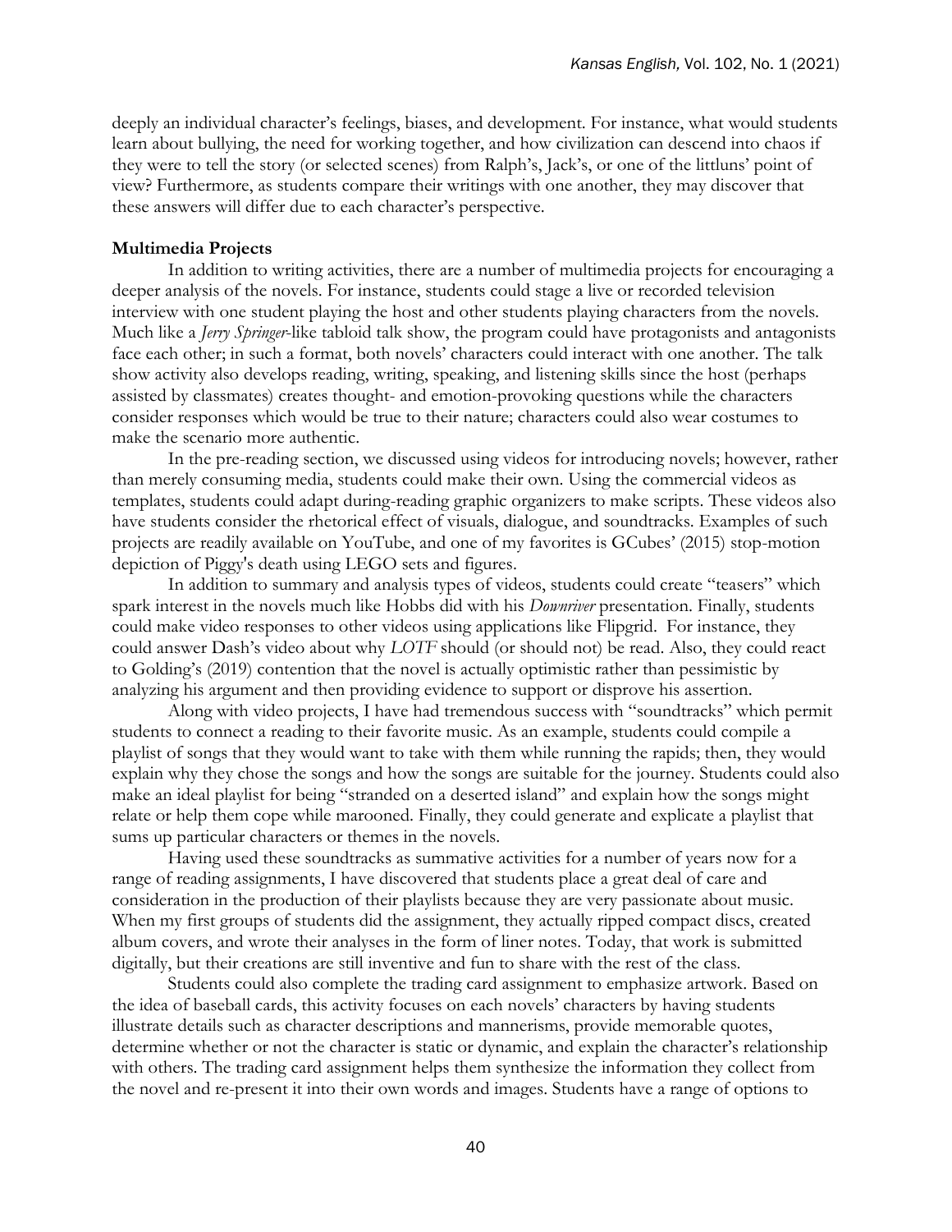deeply an individual character's feelings, biases, and development. For instance, what would students learn about bullying, the need for working together, and how civilization can descend into chaos if they were to tell the story (or selected scenes) from Ralph's, Jack's, or one of the littluns' point of view? Furthermore, as students compare their writings with one another, they may discover that these answers will differ due to each character's perspective.

**Multimedia Projects**

In addition to writing activities, there are a number of multimedia projects for encouraging a deeper analysis of the novels. For instance, students could stage a live or recorded television interview with one student playing the host and other students playing characters from the novels. Much like a *Jerry Springer*-like tabloid talk show, the program could have protagonists and antagonists face each other; in such a format, both novels' characters could interact with one another. The talk show activity also develops reading, writing, speaking, and listening skills since the host (perhaps assisted by classmates) creates thought- and emotion-provoking questions while the characters consider responses which would be true to their nature; characters could also wear costumes to make the scenario more authentic.

In the pre-reading section, we discussed using videos for introducing novels; however, rather than merely consuming media, students could make their own. Using the commercial videos as templates, students could adapt during-reading graphic organizers to make scripts. These videos also have students consider the rhetorical effect of visuals, dialogue, and soundtracks. Examples of such projects are readily available on YouTube, and one of my favorites is GCubes' (2015) stop-motion depiction of Piggy's death using LEGO sets and figures.

In addition to summary and analysis types of videos, students could create "teasers" which spark interest in the novels much like Hobbs did with his *Downriver* presentation. Finally, students could make video responses to other videos using applications like Flipgrid. For instance, they could answer Dash's video about why *LOTF* should (or should not) be read. Also, they could react to Golding's (2019) contention that the novel is actually optimistic rather than pessimistic by analyzing his argument and then providing evidence to support or disprove his assertion.

Along with video projects, I have had tremendous success with "soundtracks" which permit students to connect a reading to their favorite music. As an example, students could compile a playlist of songs that they would want to take with them while running the rapids; then, they would explain why they chose the songs and how the songs are suitable for the journey. Students could also make an ideal playlist for being "stranded on a deserted island" and explain how the songs might relate or help them cope while marooned. Finally, they could generate and explicate a playlist that sums up particular characters or themes in the novels.

Having used these soundtracks as summative activities for a number of years now for a range of reading assignments, I have discovered that students place a great deal of care and consideration in the production of their playlists because they are very passionate about music. When my first groups of students did the assignment, they actually ripped compact discs, created album covers, and wrote their analyses in the form of liner notes. Today, that work is submitted digitally, but their creations are still inventive and fun to share with the rest of the class.

Students could also complete the trading card assignment to emphasize artwork. Based on the idea of baseball cards, this activity focuses on each novels' characters by having students illustrate details such as character descriptions and mannerisms, provide memorable quotes, determine whether or not the character is static or dynamic, and explain the character's relationship with others. The trading card assignment helps them synthesize the information they collect from the novel and re-present it into their own words and images. Students have a range of options to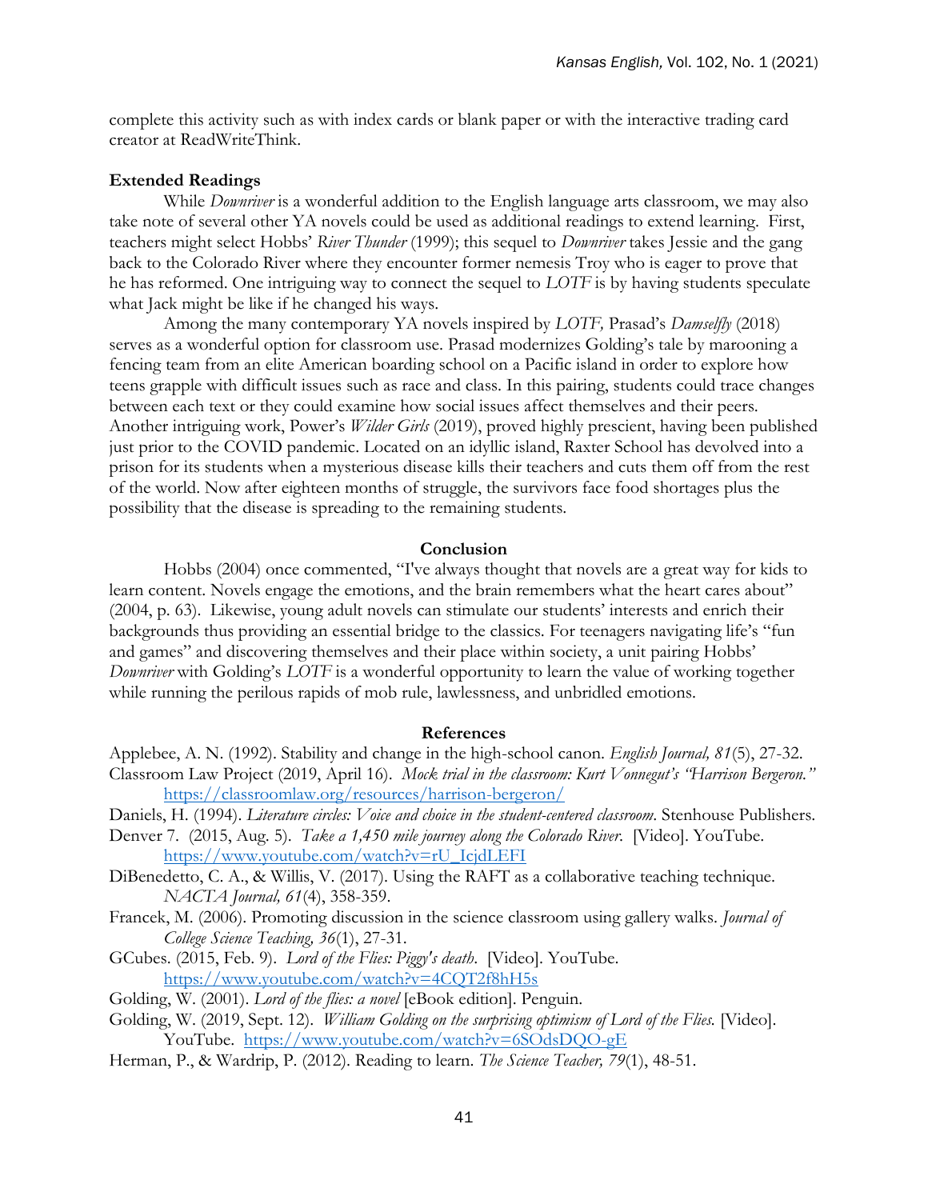complete this activity such as with index cards or blank paper or with the interactive trading card creator at ReadWriteThink.

### Extended Readings

While *Downriver* is a wonderful addition to the English language arts classroom, we may also take note of several other YA novels could be used as additional readings to extend learning. First, teachers might select Hobbs' *River Thunder* (1999); this sequel to *Downriver* takes Jessie and the gang back to the Colorado River where they encounter former nemesis Troy who is eager to prove that he has reformed. One intriguing way to connect the sequel to *LOTF* is by having students speculate what Jack might be like if he changed his ways.

Among the many contemporary YA novels inspired by *LOTF,* Prasad's *Damselfly* (2018) serves as a wonderful option for classroom use. Prasad modernizes Golding's tale by marooning a fencing team from an elite American boarding school on a Pacific island in order to explore how teens grapple with difficult issues such as race and class. In this pairing, students could trace changes between each text or they could examine how social issues affect themselves and their peers. Another intriguing work, Power's *Wilder Girls* (2019), proved highly prescient, having been published just prior to the COVID pandemic. Located on an idyllic island, Raxter School has devolved into a prison for its students when a mysterious disease kills their teachers and cuts them off from the rest of the world. Now after eighteen months of struggle, the survivors face food shortages plus the possibility that the disease is spreading to the remaining students.

## Conclusion

Hobbs (2004) once commented, "I've always thought that novels are a great way for kids to learn content. Novels engage the emotions, and the brain remembers what the heart cares about" (2004, p. 63). Likewise, young adult novels can stimulate our students' interests and enrich their backgrounds thus providing an essential bridge to the classics. For teenagers navigating life's "fun and games" and discovering themselves and their place within society, a unit pairing Hobbs' *Downriver* with Golding's *LOTF* is a wonderful opportunity to learn the value of working together while running the perilous rapids of mob rule, lawlessness, and unbridled emotions.

## References

Applebee, A. N. (1992). Stability and change in the high-school canon. *English Journal, 81*(5), 27-32.

Classroom Law Project (2019, April 16). *Mock trial in the classroom: Kurt Vonnegut's "Harrison Bergeron."* https://classroomlaw.org/resources/harrison-bergeron/

Daniels, H. (1994). *Literature circles: Voice and choice in the student-centered classroom*. Stenhouse Publishers.

Denver 7. (2015, Aug. 5). *Take a 1,450 mile journey along the Colorado River.* [Video]. YouTube. https://www.youtube.com/watch?v=rU_IcjdLEFI

DiBenedetto, C. A., & Willis, V. (2017). Using the RAFT as a collaborative teaching technique. *NACTA Journal, 61*(4), 358-359.

Francek, M. (2006). Promoting discussion in the science classroom using gallery walks. *Journal of College Science Teaching, 36*(1), 27-31.

GCubes. (2015, Feb. 9). *Lord of the Flies: Piggy's death*. [Video]. YouTube. https://www.youtube.com/watch?v=4CQT2f8hH5s

Golding, W. (2001). *Lord of the flies: a novel* [eBook edition]. Penguin.

Golding, W. (2019, Sept. 12). *William Golding on the surprising optimism of Lord of the Flies.* [Video]. YouTube. https://www.youtube.com/watch?v=6SOdsDQO-gE

Herman, P., & Wardrip, P. (2012). Reading to learn. *The Science Teacher, 79*(1), 48-51.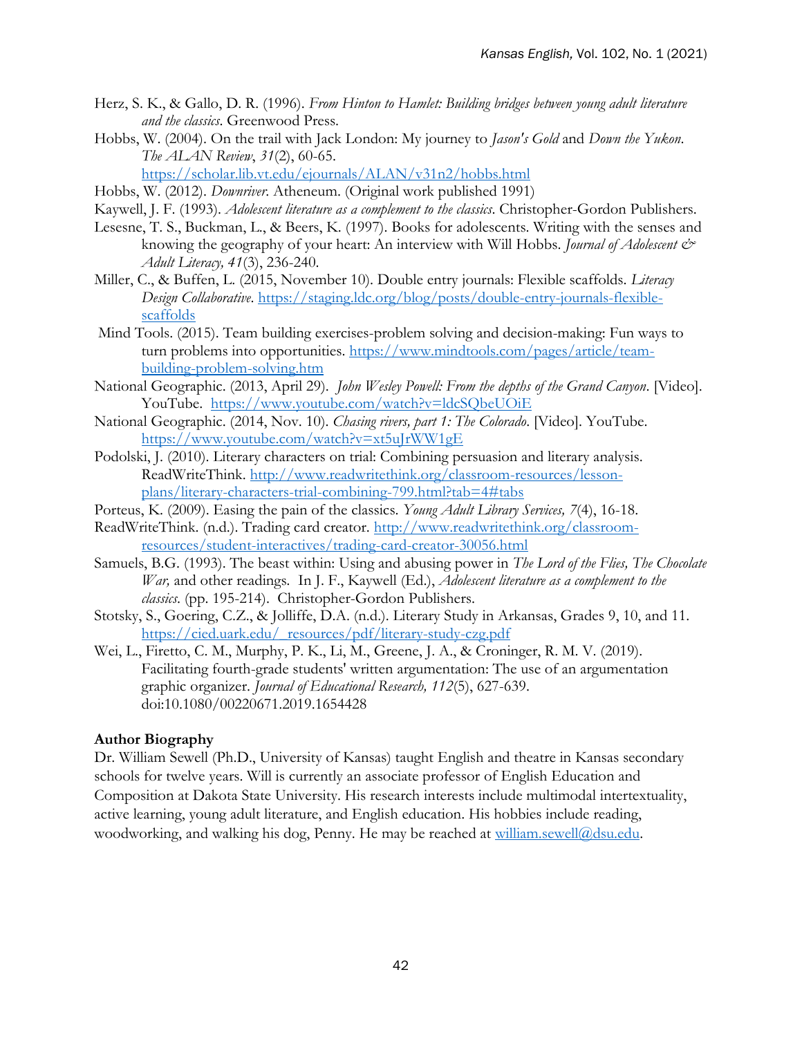Herz, S. K., & Gallo, D. R. (1996). *From Hinton to Hamlet: Building bridges between young adult literature and the classics*. Greenwood Press.

Hobbs, W. (2004). On the trail with Jack London: My journey to *Jason's Gold* and *Down the Yukon*. *The ALAN Review*, *31*(2), 60-65. https://scholar.lib.vt.edu/ejournals/ALAN/v31n2/hobbs.html

Hobbs, W. (2012). *Downriver*. Atheneum. (Original work published 1991)

Kaywell, J. F. (1993). *Adolescent literature as a complement to the classics*. Christopher-Gordon Publishers.

Lesesne, T. S., Buckman, L., & Beers, K. (1997). Books for adolescents. Writing with the senses and knowing the geography of your heart: An interview with Will Hobbs. *Journal of Adolescent & Adult Literacy, 41*(3), 236-240.

Miller, C., & Buffen, L. (2015, November 10). Double entry journals: Flexible scaffolds. *Literacy Design Collaborative*. https://staging.ldc.org/blog/posts/double-entry-journals-flexible-scaffolds

Mind Tools. (2015). Team building exercises-problem solving and decision-making: Fun ways to turn problems into opportunities. https://www.mindtools.com/pages/article/team-building-problem-solving.htm

National Geographic. (2013, April 29). *John Wesley Powell: From the depths of the Grand Canyon*. [Video]. YouTube. https://www.youtube.com/watch?v=ldcSQbeUOiE

National Geographic. (2014, Nov. 10). *Chasing rivers, part 1: The Colorado*. [Video]. YouTube. https://www.youtube.com/watch?v=xt5uJrWW1gE

Podolski, J. (2010). Literary characters on trial: Combining persuasion and literary analysis. ReadWriteThink. http://www.readwritethink.org/classroom-resources/lesson-plans/literary-characters-trial-combining-799.html?tab=4#tabs

Porteus, K. (2009). Easing the pain of the classics. *Young Adult Library Services, 7*(4), 16-18.

ReadWriteThink. (n.d.). Trading card creator. http://www.readwritethink.org/classroom-resources/student-interactives/trading-card-creator-30056.html

Samuels, B.G. (1993). The beast within: Using and abusing power in *The Lord of the Flies, The Chocolate War,* and other readings. In J. F., Kaywell (Ed.), *Adolescent literature as a complement to the classics*. (pp. 195-214). Christopher-Gordon Publishers.

Stotsky, S., Goering, C.Z., & Jolliffe, D.A. (n.d.). Literary Study in Arkansas, Grades 9, 10, and 11. https://cied.uark.edu/_resources/pdf/literary-study-czg.pdf

Wei, L., Firetto, C. M., Murphy, P. K., Li, M., Greene, J. A., & Croninger, R. M. V. (2019). Facilitating fourth-grade students' written argumentation: The use of an argumentation graphic organizer. *Journal of Educational Research, 112*(5), 627-639. doi:10.1080/00220671.2019.1654428

**Author Biography**

Dr. William Sewell (Ph.D., University of Kansas) taught English and theatre in Kansas secondary schools for twelve years. Will is currently an associate professor of English Education and Composition at Dakota State University. His research interests include multimodal intertextuality, active learning, young adult literature, and English education. His hobbies include reading, woodworking, and walking his dog, Penny. He may be reached at william.sewell@dsu.edu.